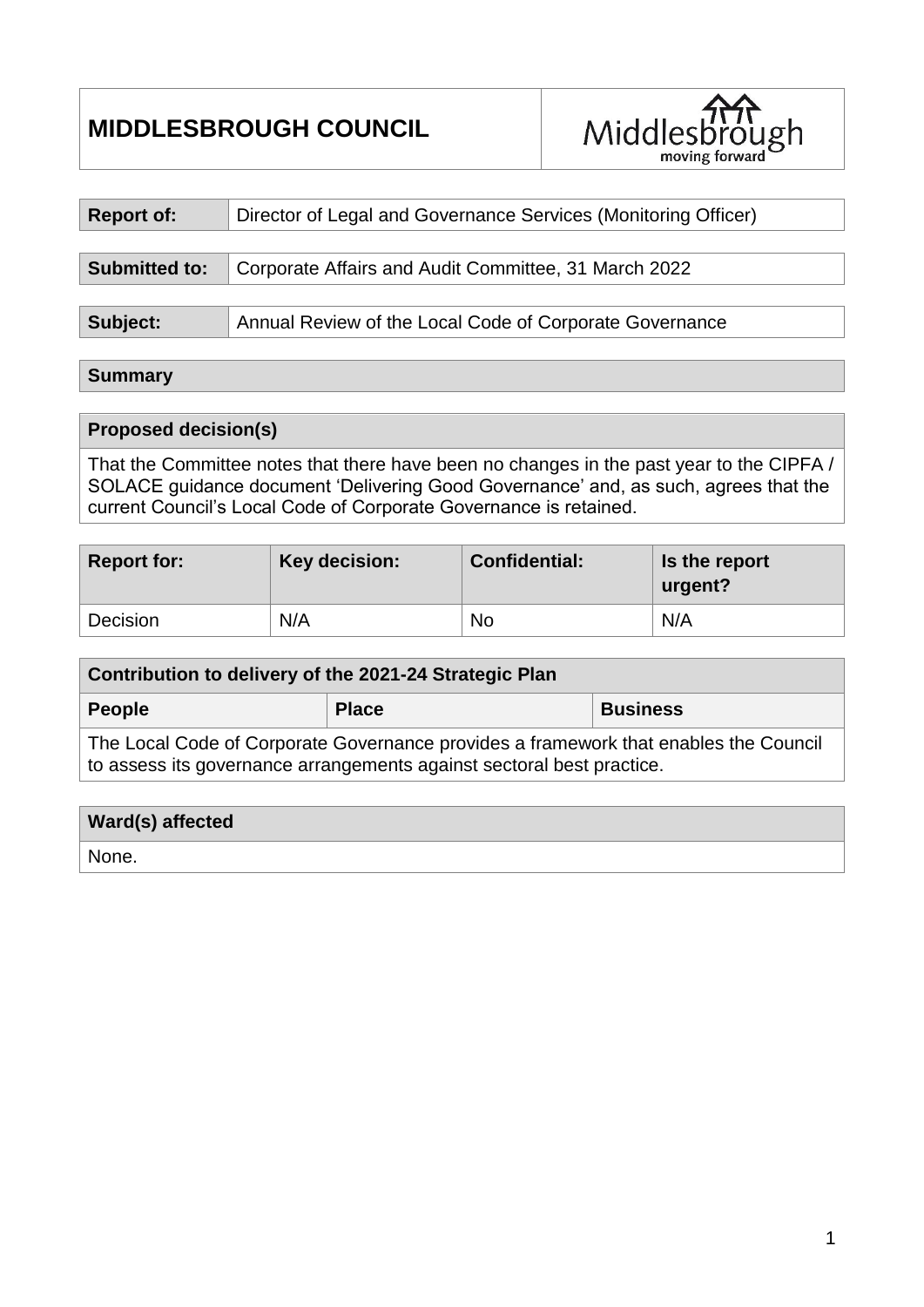# MIDDLESBROUGH COUNCIL

| | |
|---|---|
| **Report of:** | Director of Legal and Governance Services (Monitoring Officer) |

| | |
|---|---|
| **Submitted to:** | Corporate Affairs and Audit Committee, 31 March 2022 |

| | |
|---|---|
| **Subject:** | Annual Review of the Local Code of Corporate Governance |

## Summary

| **Proposed decision(s)** |
|---|
| That the Committee notes that there have been no changes in the past year to the CIPFA / SOLACE guidance document 'Delivering Good Governance' and, as such, agrees that the current Council's Local Code of Corporate Governance is retained. |

| **Report for:** | **Key decision:** | **Confidential:** | **Is the report urgent?** |
|---|---|---|---|
| Decision | N/A | No | N/A |

| **Contribution to delivery of the 2021-24 Strategic Plan** | | |
|---|---|---|
| **People** | **Place** | **Business** |
| The Local Code of Corporate Governance provides a framework that enables the Council to assess its governance arrangements against sectoral best practice. | | |

| **Ward(s) affected** |
|---|
| None. |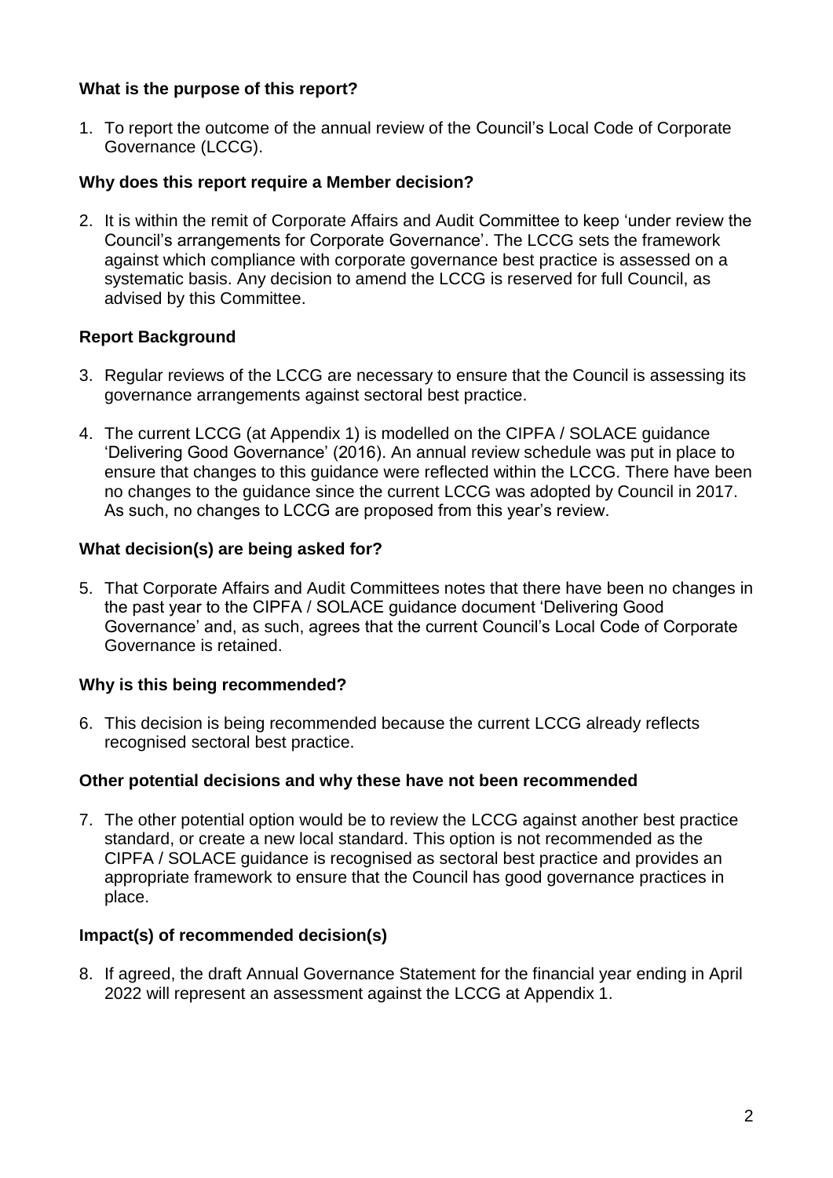**What is the purpose of this report?**

1. To report the outcome of the annual review of the Council's Local Code of Corporate Governance (LCCG).

**Why does this report require a Member decision?**

2. It is within the remit of Corporate Affairs and Audit Committee to keep 'under review the Council's arrangements for Corporate Governance'. The LCCG sets the framework against which compliance with corporate governance best practice is assessed on a systematic basis. Any decision to amend the LCCG is reserved for full Council, as advised by this Committee.

**Report Background**

3. Regular reviews of the LCCG are necessary to ensure that the Council is assessing its governance arrangements against sectoral best practice.

4. The current LCCG (at Appendix 1) is modelled on the CIPFA / SOLACE guidance 'Delivering Good Governance' (2016). An annual review schedule was put in place to ensure that changes to this guidance were reflected within the LCCG. There have been no changes to the guidance since the current LCCG was adopted by Council in 2017. As such, no changes to LCCG are proposed from this year's review.

**What decision(s) are being asked for?**

5. That Corporate Affairs and Audit Committees notes that there have been no changes in the past year to the CIPFA / SOLACE guidance document 'Delivering Good Governance' and, as such, agrees that the current Council's Local Code of Corporate Governance is retained.

**Why is this being recommended?**

6. This decision is being recommended because the current LCCG already reflects recognised sectoral best practice.

**Other potential decisions and why these have not been recommended**

7. The other potential option would be to review the LCCG against another best practice standard, or create a new local standard. This option is not recommended as the CIPFA / SOLACE guidance is recognised as sectoral best practice and provides an appropriate framework to ensure that the Council has good governance practices in place.

**Impact(s) of recommended decision(s)**

8. If agreed, the draft Annual Governance Statement for the financial year ending in April 2022 will represent an assessment against the LCCG at Appendix 1.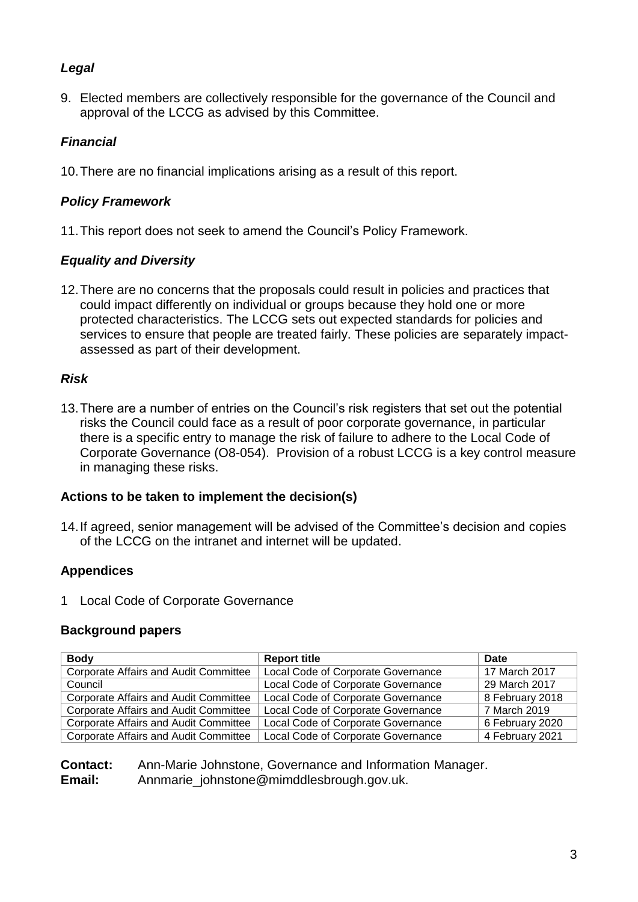### *Legal*

9. Elected members are collectively responsible for the governance of the Council and approval of the LCCG as advised by this Committee.

### *Financial*

10. There are no financial implications arising as a result of this report.

### *Policy Framework*

11. This report does not seek to amend the Council's Policy Framework.

### *Equality and Diversity*

12. There are no concerns that the proposals could result in policies and practices that could impact differently on individual or groups because they hold one or more protected characteristics. The LCCG sets out expected standards for policies and services to ensure that people are treated fairly. These policies are separately impact-assessed as part of their development.

### *Risk*

13. There are a number of entries on the Council's risk registers that set out the potential risks the Council could face as a result of poor corporate governance, in particular there is a specific entry to manage the risk of failure to adhere to the Local Code of Corporate Governance (O8-054). Provision of a robust LCCG is a key control measure in managing these risks.

## Actions to be taken to implement the decision(s)

14. If agreed, senior management will be advised of the Committee's decision and copies of the LCCG on the intranet and internet will be updated.

## Appendices

1 Local Code of Corporate Governance

## Background papers

| Body | Report title | Date |
|---|---|---|
| Corporate Affairs and Audit Committee | Local Code of Corporate Governance | 17 March 2017 |
| Council | Local Code of Corporate Governance | 29 March 2017 |
| Corporate Affairs and Audit Committee | Local Code of Corporate Governance | 8 February 2018 |
| Corporate Affairs and Audit Committee | Local Code of Corporate Governance | 7 March 2019 |
| Corporate Affairs and Audit Committee | Local Code of Corporate Governance | 6 February 2020 |
| Corporate Affairs and Audit Committee | Local Code of Corporate Governance | 4 February 2021 |

**Contact:** Ann-Marie Johnstone, Governance and Information Manager.
**Email:** Annmarie_johnstone@mimddlesbrough.gov.uk.